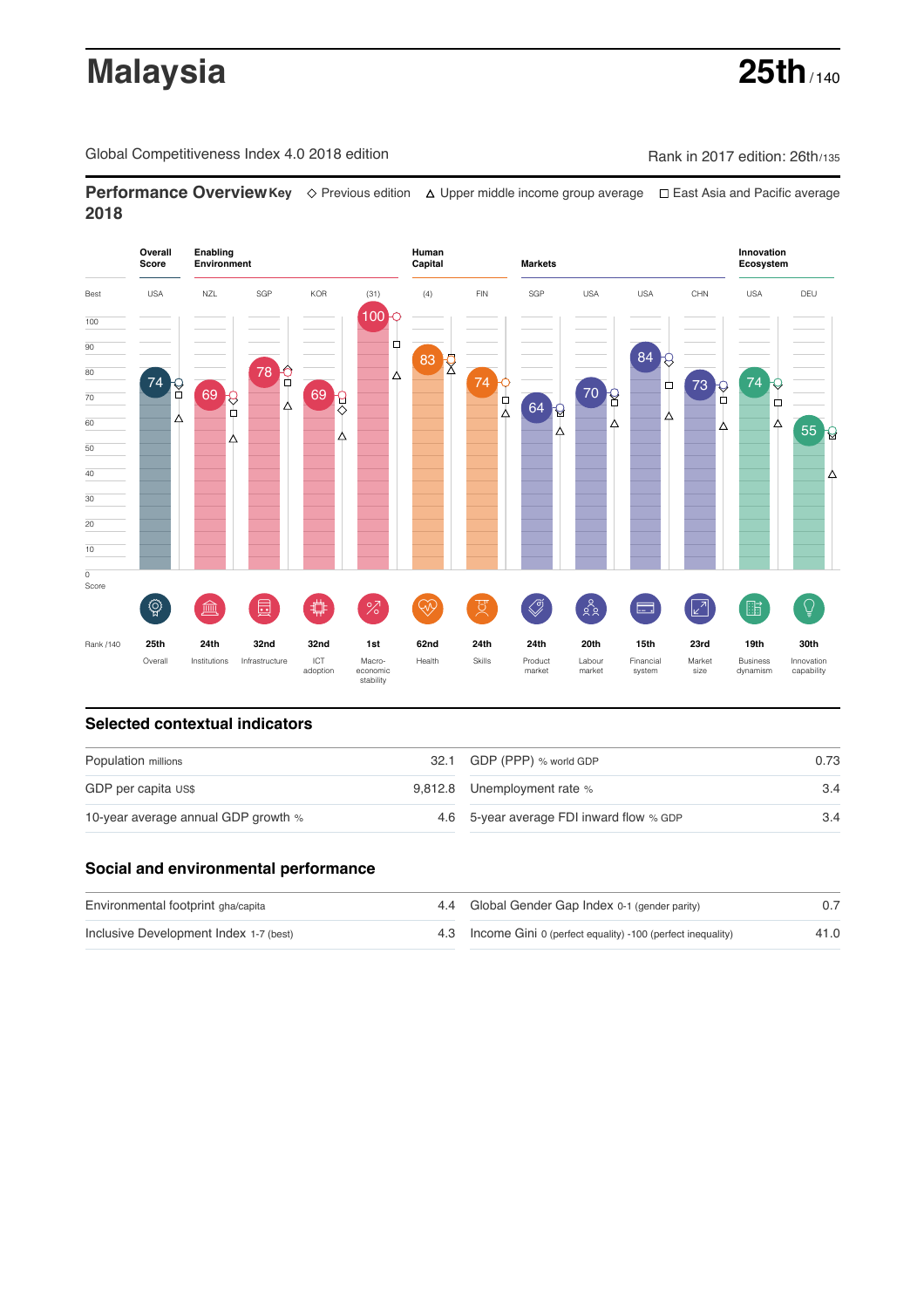# Malaysia

**25th** / 140

Global Competitiveness Index 4.0 2018 edition

Rank in 2017 edition: 26th/135

## Performance Overview 2018

Key: ◇ Previous edition △ Upper middle income group average □ East Asia and Pacific average

| | Overall Score | Enabling Environment | | | | Human Capital | | Markets | | | | Innovation Ecosystem | |
|---|---|---|---|---|---|---|---|---|---|---|---|---|---|
| Best | USA | NZL | SGP | KOR | (31) | (4) | FIN | SGP | USA | USA | CHN | USA | DEU |
| Score | 74 | 69 | 78 | 69 | 100 | 83 | 74 | 64 | 70 | 84 | 73 | 74 | 55 |
| Rank /140 | 25th | 24th | 32nd | 32nd | 1st | 62nd | 24th | 24th | 20th | 15th | 23rd | 19th | 30th |
| | Overall | Institutions | Infrastructure | ICT adoption | Macro-economic stability | Health | Skills | Product market | Labour market | Financial system | Market size | Business dynamism | Innovation capability |

## Selected contextual indicators

| Indicator | Value | Indicator | Value |
|---|---|---|---|
| Population millions | 32.1 | GDP (PPP) % world GDP | 0.73 |
| GDP per capita US$ | 9,812.8 | Unemployment rate % | 3.4 |
| 10-year average annual GDP growth % | 4.6 | 5-year average FDI inward flow % GDP | 3.4 |

## Social and environmental performance

| Indicator | Value | Indicator | Value |
|---|---|---|---|
| Environmental footprint gha/capita | 4.4 | Global Gender Gap Index 0-1 (gender parity) | 0.7 |
| Inclusive Development Index 1-7 (best) | 4.3 | Income Gini 0 (perfect equality) -100 (perfect inequality) | 41.0 |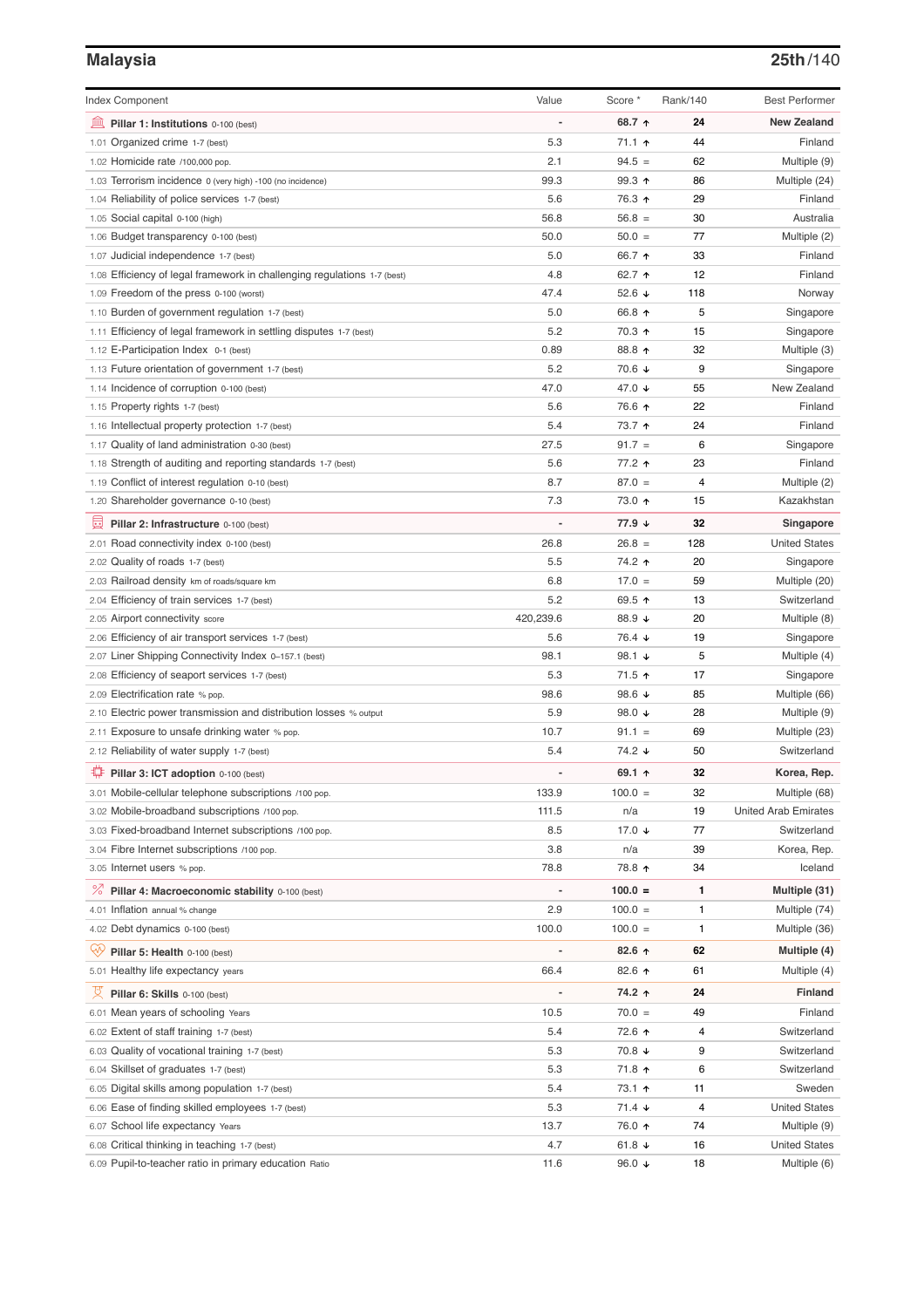## Malaysia

**25th/140**

| Index Component | Value | Score * | Rank/140 | Best Performer |
|---|---|---|---|---|
| **Pillar 1: Institutions** 0-100 (best) | - | **68.7 ↑** | **24** | **New Zealand** |
| 1.01 Organized crime 1-7 (best) | 5.3 | 71.1 ↑ | 44 | Finland |
| 1.02 Homicide rate /100,000 pop. | 2.1 | 94.5 = | 62 | Multiple (9) |
| 1.03 Terrorism incidence 0 (very high) -100 (no incidence) | 99.3 | 99.3 ↑ | 86 | Multiple (24) |
| 1.04 Reliability of police services 1-7 (best) | 5.6 | 76.3 ↑ | 29 | Finland |
| 1.05 Social capital 0-100 (high) | 56.8 | 56.8 = | 30 | Australia |
| 1.06 Budget transparency 0-100 (best) | 50.0 | 50.0 = | 77 | Multiple (2) |
| 1.07 Judicial independence 1-7 (best) | 5.0 | 66.7 ↑ | 33 | Finland |
| 1.08 Efficiency of legal framework in challenging regulations 1-7 (best) | 4.8 | 62.7 ↑ | 12 | Finland |
| 1.09 Freedom of the press 0-100 (worst) | 47.4 | 52.6 ↓ | 118 | Norway |
| 1.10 Burden of government regulation 1-7 (best) | 5.0 | 66.8 ↑ | 5 | Singapore |
| 1.11 Efficiency of legal framework in settling disputes 1-7 (best) | 5.2 | 70.3 ↑ | 15 | Singapore |
| 1.12 E-Participation Index 0-1 (best) | 0.89 | 88.8 ↑ | 32 | Multiple (3) |
| 1.13 Future orientation of government 1-7 (best) | 5.2 | 70.6 ↓ | 9 | Singapore |
| 1.14 Incidence of corruption 0-100 (best) | 47.0 | 47.0 ↓ | 55 | New Zealand |
| 1.15 Property rights 1-7 (best) | 5.6 | 76.6 ↑ | 22 | Finland |
| 1.16 Intellectual property protection 1-7 (best) | 5.4 | 73.7 ↑ | 24 | Finland |
| 1.17 Quality of land administration 0-30 (best) | 27.5 | 91.7 = | 6 | Singapore |
| 1.18 Strength of auditing and reporting standards 1-7 (best) | 5.6 | 77.2 ↑ | 23 | Finland |
| 1.19 Conflict of interest regulation 0-10 (best) | 8.7 | 87.0 = | 4 | Multiple (2) |
| 1.20 Shareholder governance 0-10 (best) | 7.3 | 73.0 ↑ | 15 | Kazakhstan |
| **Pillar 2: Infrastructure** 0-100 (best) | - | **77.9 ↓** | **32** | **Singapore** |
| 2.01 Road connectivity index 0-100 (best) | 26.8 | 26.8 = | 128 | United States |
| 2.02 Quality of roads 1-7 (best) | 5.5 | 74.2 ↑ | 20 | Singapore |
| 2.03 Railroad density km of roads/square km | 6.8 | 17.0 = | 59 | Multiple (20) |
| 2.04 Efficiency of train services 1-7 (best) | 5.2 | 69.5 ↑ | 13 | Switzerland |
| 2.05 Airport connectivity score | 420,239.6 | 88.9 ↓ | 20 | Multiple (8) |
| 2.06 Efficiency of air transport services 1-7 (best) | 5.6 | 76.4 ↓ | 19 | Singapore |
| 2.07 Liner Shipping Connectivity Index 0–157.1 (best) | 98.1 | 98.1 ↓ | 5 | Multiple (4) |
| 2.08 Efficiency of seaport services 1-7 (best) | 5.3 | 71.5 ↑ | 17 | Singapore |
| 2.09 Electrification rate % pop. | 98.6 | 98.6 ↓ | 85 | Multiple (66) |
| 2.10 Electric power transmission and distribution losses % output | 5.9 | 98.0 ↓ | 28 | Multiple (9) |
| 2.11 Exposure to unsafe drinking water % pop. | 10.7 | 91.1 = | 69 | Multiple (23) |
| 2.12 Reliability of water supply 1-7 (best) | 5.4 | 74.2 ↓ | 50 | Switzerland |
| **Pillar 3: ICT adoption** 0-100 (best) | - | **69.1 ↑** | **32** | **Korea, Rep.** |
| 3.01 Mobile-cellular telephone subscriptions /100 pop. | 133.9 | 100.0 = | 32 | Multiple (68) |
| 3.02 Mobile-broadband subscriptions /100 pop. | 111.5 | n/a | 19 | United Arab Emirates |
| 3.03 Fixed-broadband Internet subscriptions /100 pop. | 8.5 | 17.0 ↓ | 77 | Switzerland |
| 3.04 Fibre Internet subscriptions /100 pop. | 3.8 | n/a | 39 | Korea, Rep. |
| 3.05 Internet users % pop. | 78.8 | 78.8 ↑ | 34 | Iceland |
| **Pillar 4: Macroeconomic stability** 0-100 (best) | - | **100.0 =** | **1** | **Multiple (31)** |
| 4.01 Inflation annual % change | 2.9 | 100.0 = | 1 | Multiple (74) |
| 4.02 Debt dynamics 0-100 (best) | 100.0 | 100.0 = | 1 | Multiple (36) |
| **Pillar 5: Health** 0-100 (best) | - | **82.6 ↑** | **62** | **Multiple (4)** |
| 5.01 Healthy life expectancy years | 66.4 | 82.6 ↑ | 61 | Multiple (4) |
| **Pillar 6: Skills** 0-100 (best) | - | **74.2 ↑** | **24** | **Finland** |
| 6.01 Mean years of schooling Years | 10.5 | 70.0 = | 49 | Finland |
| 6.02 Extent of staff training 1-7 (best) | 5.4 | 72.6 ↑ | 4 | Switzerland |
| 6.03 Quality of vocational training 1-7 (best) | 5.3 | 70.8 ↓ | 9 | Switzerland |
| 6.04 Skillset of graduates 1-7 (best) | 5.3 | 71.8 ↑ | 6 | Switzerland |
| 6.05 Digital skills among population 1-7 (best) | 5.4 | 73.1 ↑ | 11 | Sweden |
| 6.06 Ease of finding skilled employees 1-7 (best) | 5.3 | 71.4 ↓ | 4 | United States |
| 6.07 School life expectancy Years | 13.7 | 76.0 ↑ | 74 | Multiple (9) |
| 6.08 Critical thinking in teaching 1-7 (best) | 4.7 | 61.8 ↓ | 16 | United States |
| 6.09 Pupil-to-teacher ratio in primary education Ratio | 11.6 | 96.0 ↓ | 18 | Multiple (6) |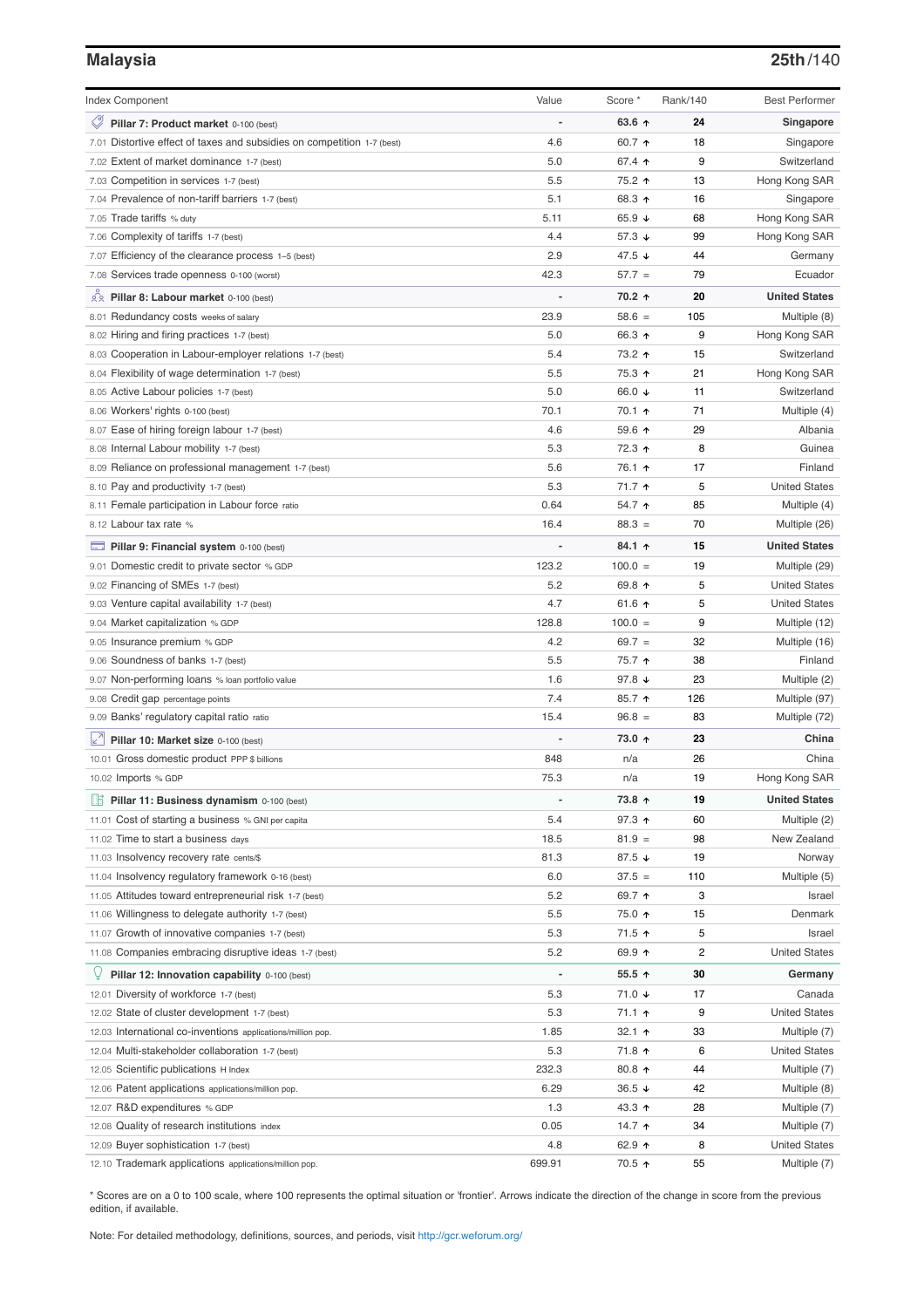## Malaysia

**25th**/140

| Index Component | Value | Score * | Rank/140 | Best Performer |
|---|---|---|---|---|
| **Pillar 7: Product market** 0-100 (best) | - | **63.6 ↑** | **24** | **Singapore** |
| 7.01 Distortive effect of taxes and subsidies on competition 1-7 (best) | 4.6 | 60.7 ↑ | 18 | Singapore |
| 7.02 Extent of market dominance 1-7 (best) | 5.0 | 67.4 ↑ | 9 | Switzerland |
| 7.03 Competition in services 1-7 (best) | 5.5 | 75.2 ↑ | 13 | Hong Kong SAR |
| 7.04 Prevalence of non-tariff barriers 1-7 (best) | 5.1 | 68.3 ↑ | 16 | Singapore |
| 7.05 Trade tariffs % duty | 5.11 | 65.9 ↓ | 68 | Hong Kong SAR |
| 7.06 Complexity of tariffs 1-7 (best) | 4.4 | 57.3 ↓ | 99 | Hong Kong SAR |
| 7.07 Efficiency of the clearance process 1–5 (best) | 2.9 | 47.5 ↓ | 44 | Germany |
| 7.08 Services trade openness 0-100 (worst) | 42.3 | 57.7 = | 79 | Ecuador |
| **Pillar 8: Labour market** 0-100 (best) | - | **70.2 ↑** | **20** | **United States** |
| 8.01 Redundancy costs weeks of salary | 23.9 | 58.6 = | 105 | Multiple (8) |
| 8.02 Hiring and firing practices 1-7 (best) | 5.0 | 66.3 ↑ | 9 | Hong Kong SAR |
| 8.03 Cooperation in Labour-employer relations 1-7 (best) | 5.4 | 73.2 ↑ | 15 | Switzerland |
| 8.04 Flexibility of wage determination 1-7 (best) | 5.5 | 75.3 ↑ | 21 | Hong Kong SAR |
| 8.05 Active Labour policies 1-7 (best) | 5.0 | 66.0 ↓ | 11 | Switzerland |
| 8.06 Workers' rights 0-100 (best) | 70.1 | 70.1 ↑ | 71 | Multiple (4) |
| 8.07 Ease of hiring foreign labour 1-7 (best) | 4.6 | 59.6 ↑ | 29 | Albania |
| 8.08 Internal Labour mobility 1-7 (best) | 5.3 | 72.3 ↑ | 8 | Guinea |
| 8.09 Reliance on professional management 1-7 (best) | 5.6 | 76.1 ↑ | 17 | Finland |
| 8.10 Pay and productivity 1-7 (best) | 5.3 | 71.7 ↑ | 5 | United States |
| 8.11 Female participation in Labour force ratio | 0.64 | 54.7 ↑ | 85 | Multiple (4) |
| 8.12 Labour tax rate % | 16.4 | 88.3 = | 70 | Multiple (26) |
| **Pillar 9: Financial system** 0-100 (best) | - | **84.1 ↑** | **15** | **United States** |
| 9.01 Domestic credit to private sector % GDP | 123.2 | 100.0 = | 19 | Multiple (29) |
| 9.02 Financing of SMEs 1-7 (best) | 5.2 | 69.8 ↑ | 5 | United States |
| 9.03 Venture capital availability 1-7 (best) | 4.7 | 61.6 ↑ | 5 | United States |
| 9.04 Market capitalization % GDP | 128.8 | 100.0 = | 9 | Multiple (12) |
| 9.05 Insurance premium % GDP | 4.2 | 69.7 = | 32 | Multiple (16) |
| 9.06 Soundness of banks 1-7 (best) | 5.5 | 75.7 ↑ | 38 | Finland |
| 9.07 Non-performing loans % loan portfolio value | 1.6 | 97.8 ↓ | 23 | Multiple (2) |
| 9.08 Credit gap percentage points | 7.4 | 85.7 ↑ | 126 | Multiple (97) |
| 9.09 Banks' regulatory capital ratio ratio | 15.4 | 96.8 = | 83 | Multiple (72) |
| **Pillar 10: Market size** 0-100 (best) | - | **73.0 ↑** | **23** | **China** |
| 10.01 Gross domestic product PPP $ billions | 848 | n/a | 26 | China |
| 10.02 Imports % GDP | 75.3 | n/a | 19 | Hong Kong SAR |
| **Pillar 11: Business dynamism** 0-100 (best) | - | **73.8 ↑** | **19** | **United States** |
| 11.01 Cost of starting a business % GNI per capita | 5.4 | 97.3 ↑ | 60 | Multiple (2) |
| 11.02 Time to start a business days | 18.5 | 81.9 = | 98 | New Zealand |
| 11.03 Insolvency recovery rate cents/$ | 81.3 | 87.5 ↓ | 19 | Norway |
| 11.04 Insolvency regulatory framework 0-16 (best) | 6.0 | 37.5 = | 110 | Multiple (5) |
| 11.05 Attitudes toward entrepreneurial risk 1-7 (best) | 5.2 | 69.7 ↑ | 3 | Israel |
| 11.06 Willingness to delegate authority 1-7 (best) | 5.5 | 75.0 ↑ | 15 | Denmark |
| 11.07 Growth of innovative companies 1-7 (best) | 5.3 | 71.5 ↑ | 5 | Israel |
| 11.08 Companies embracing disruptive ideas 1-7 (best) | 5.2 | 69.9 ↑ | 2 | United States |
| **Pillar 12: Innovation capability** 0-100 (best) | - | **55.5 ↑** | **30** | **Germany** |
| 12.01 Diversity of workforce 1-7 (best) | 5.3 | 71.0 ↓ | 17 | Canada |
| 12.02 State of cluster development 1-7 (best) | 5.3 | 71.1 ↑ | 9 | United States |
| 12.03 International co-inventions applications/million pop. | 1.85 | 32.1 ↑ | 33 | Multiple (7) |
| 12.04 Multi-stakeholder collaboration 1-7 (best) | 5.3 | 71.8 ↑ | 6 | United States |
| 12.05 Scientific publications H Index | 232.3 | 80.8 ↑ | 44 | Multiple (7) |
| 12.06 Patent applications applications/million pop. | 6.29 | 36.5 ↓ | 42 | Multiple (8) |
| 12.07 R&D expenditures % GDP | 1.3 | 43.3 ↑ | 28 | Multiple (7) |
| 12.08 Quality of research institutions index | 0.05 | 14.7 ↑ | 34 | Multiple (7) |
| 12.09 Buyer sophistication 1-7 (best) | 4.8 | 62.9 ↑ | 8 | United States |
| 12.10 Trademark applications applications/million pop. | 699.91 | 70.5 ↑ | 55 | Multiple (7) |

* Scores are on a 0 to 100 scale, where 100 represents the optimal situation or 'frontier'. Arrows indicate the direction of the change in score from the previous edition, if available.

Note: For detailed methodology, definitions, sources, and periods, visit http://gcr.weforum.org/